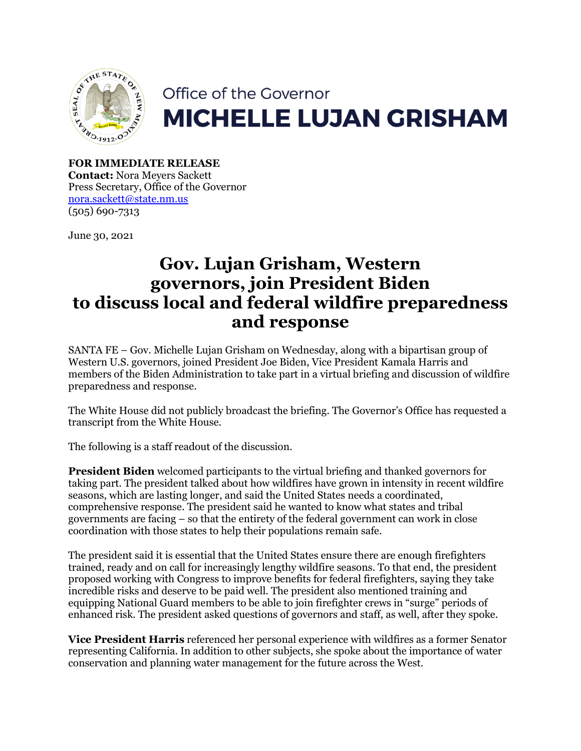Office of the Governor

**MICHELLE LUJAN GRISHAM**

**FOR IMMEDIATE RELEASE**
**Contact:** Nora Meyers Sackett
Press Secretary, Office of the Governor
nora.sackett@state.nm.us
(505) 690-7313

June 30, 2021

# Gov. Lujan Grisham, Western governors, join President Biden to discuss local and federal wildfire preparedness and response

SANTA FE – Gov. Michelle Lujan Grisham on Wednesday, along with a bipartisan group of Western U.S. governors, joined President Joe Biden, Vice President Kamala Harris and members of the Biden Administration to take part in a virtual briefing and discussion of wildfire preparedness and response.

The White House did not publicly broadcast the briefing. The Governor's Office has requested a transcript from the White House.

The following is a staff readout of the discussion.

**President Biden** welcomed participants to the virtual briefing and thanked governors for taking part. The president talked about how wildfires have grown in intensity in recent wildfire seasons, which are lasting longer, and said the United States needs a coordinated, comprehensive response. The president said he wanted to know what states and tribal governments are facing – so that the entirety of the federal government can work in close coordination with those states to help their populations remain safe.

The president said it is essential that the United States ensure there are enough firefighters trained, ready and on call for increasingly lengthy wildfire seasons. To that end, the president proposed working with Congress to improve benefits for federal firefighters, saying they take incredible risks and deserve to be paid well. The president also mentioned training and equipping National Guard members to be able to join firefighter crews in "surge" periods of enhanced risk. The president asked questions of governors and staff, as well, after they spoke.

**Vice President Harris** referenced her personal experience with wildfires as a former Senator representing California. In addition to other subjects, she spoke about the importance of water conservation and planning water management for the future across the West.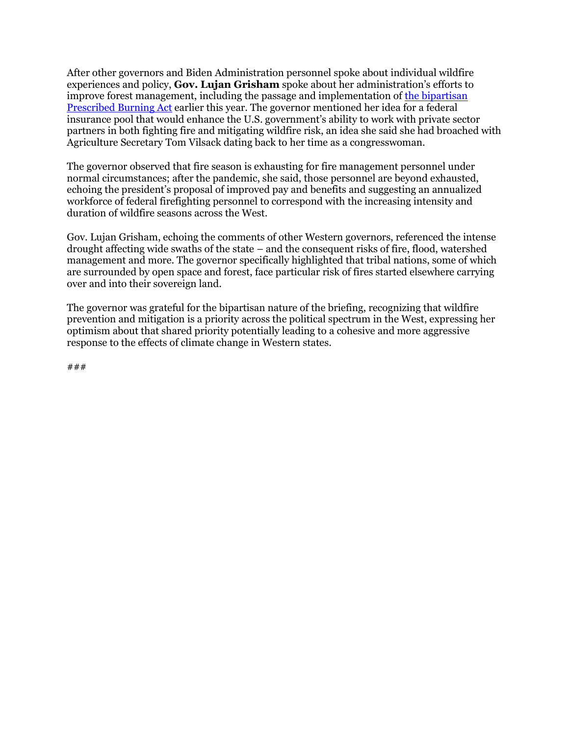After other governors and Biden Administration personnel spoke about individual wildfire experiences and policy, **Gov. Lujan Grisham** spoke about her administration's efforts to improve forest management, including the passage and implementation of the bipartisan Prescribed Burning Act earlier this year. The governor mentioned her idea for a federal insurance pool that would enhance the U.S. government's ability to work with private sector partners in both fighting fire and mitigating wildfire risk, an idea she said she had broached with Agriculture Secretary Tom Vilsack dating back to her time as a congresswoman.

The governor observed that fire season is exhausting for fire management personnel under normal circumstances; after the pandemic, she said, those personnel are beyond exhausted, echoing the president's proposal of improved pay and benefits and suggesting an annualized workforce of federal firefighting personnel to correspond with the increasing intensity and duration of wildfire seasons across the West.

Gov. Lujan Grisham, echoing the comments of other Western governors, referenced the intense drought affecting wide swaths of the state – and the consequent risks of fire, flood, watershed management and more. The governor specifically highlighted that tribal nations, some of which are surrounded by open space and forest, face particular risk of fires started elsewhere carrying over and into their sovereign land.

The governor was grateful for the bipartisan nature of the briefing, recognizing that wildfire prevention and mitigation is a priority across the political spectrum in the West, expressing her optimism about that shared priority potentially leading to a cohesive and more aggressive response to the effects of climate change in Western states.

###